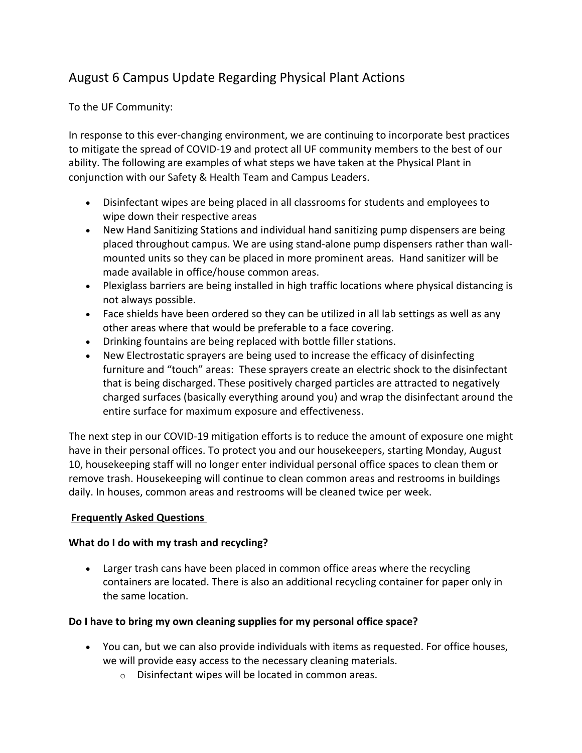# August 6 Campus Update Regarding Physical Plant Actions

To the UF Community:

In response to this ever-changing environment, we are continuing to incorporate best practices to mitigate the spread of COVID-19 and protect all UF community members to the best of our ability. The following are examples of what steps we have taken at the Physical Plant in conjunction with our Safety & Health Team and Campus Leaders.

- Disinfectant wipes are being placed in all classrooms for students and employees to wipe down their respective areas
- New Hand Sanitizing Stations and individual hand sanitizing pump dispensers are being placed throughout campus. We are using stand-alone pump dispensers rather than wall-mounted units so they can be placed in more prominent areas. Hand sanitizer will be made available in office/house common areas.
- Plexiglass barriers are being installed in high traffic locations where physical distancing is not always possible.
- Face shields have been ordered so they can be utilized in all lab settings as well as any other areas where that would be preferable to a face covering.
- Drinking fountains are being replaced with bottle filler stations.
- New Electrostatic sprayers are being used to increase the efficacy of disinfecting furniture and "touch" areas: These sprayers create an electric shock to the disinfectant that is being discharged. These positively charged particles are attracted to negatively charged surfaces (basically everything around you) and wrap the disinfectant around the entire surface for maximum exposure and effectiveness.

The next step in our COVID-19 mitigation efforts is to reduce the amount of exposure one might have in their personal offices. To protect you and our housekeepers, starting Monday, August 10, housekeeping staff will no longer enter individual personal office spaces to clean them or remove trash. Housekeeping will continue to clean common areas and restrooms in buildings daily. In houses, common areas and restrooms will be cleaned twice per week.

## Frequently Asked Questions

**What do I do with my trash and recycling?**

- Larger trash cans have been placed in common office areas where the recycling containers are located. There is also an additional recycling container for paper only in the same location.

**Do I have to bring my own cleaning supplies for my personal office space?**

- You can, but we can also provide individuals with items as requested. For office houses, we will provide easy access to the necessary cleaning materials.
  - Disinfectant wipes will be located in common areas.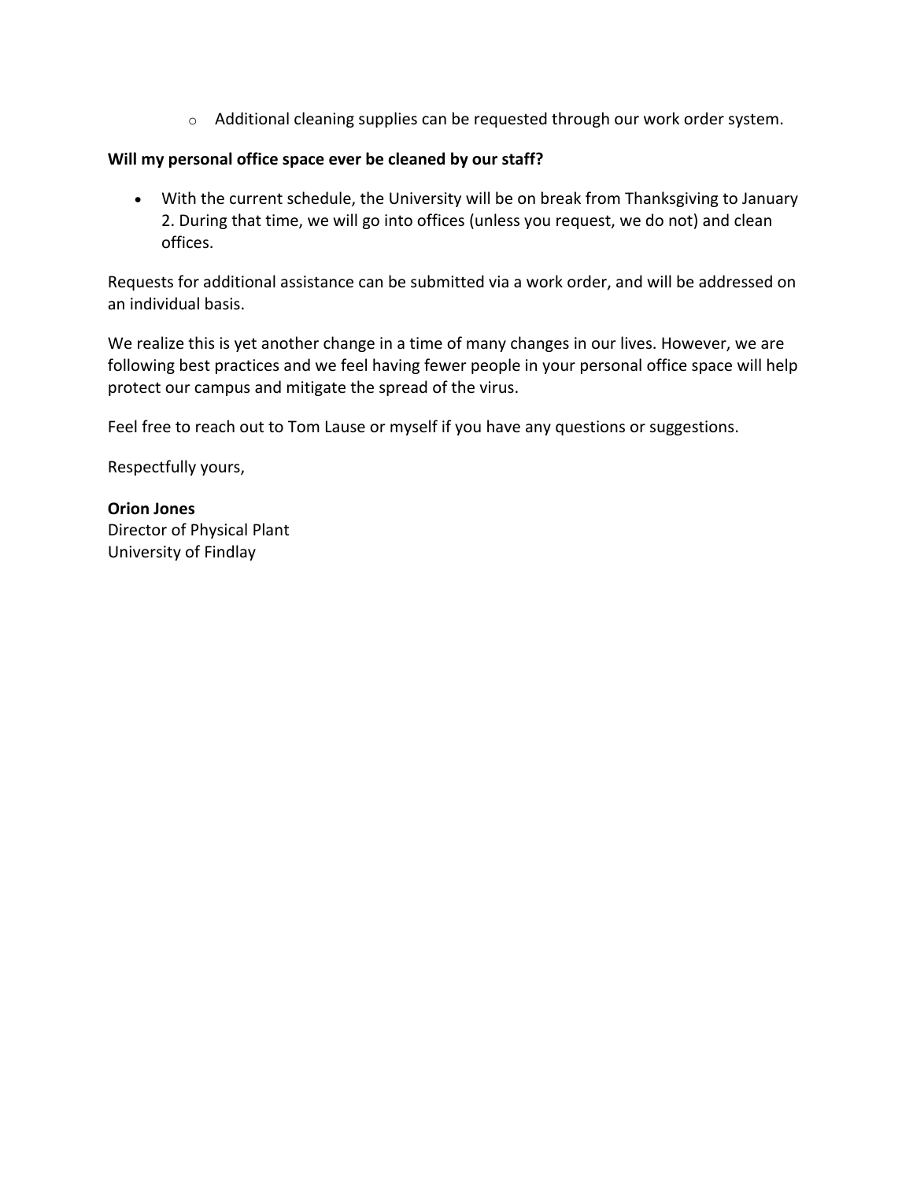- Additional cleaning supplies can be requested through our work order system.

**Will my personal office space ever be cleaned by our staff?**

- With the current schedule, the University will be on break from Thanksgiving to January 2. During that time, we will go into offices (unless you request, we do not) and clean offices.

Requests for additional assistance can be submitted via a work order, and will be addressed on an individual basis.

We realize this is yet another change in a time of many changes in our lives. However, we are following best practices and we feel having fewer people in your personal office space will help protect our campus and mitigate the spread of the virus.

Feel free to reach out to Tom Lause or myself if you have any questions or suggestions.

Respectfully yours,

**Orion Jones**
Director of Physical Plant
University of Findlay